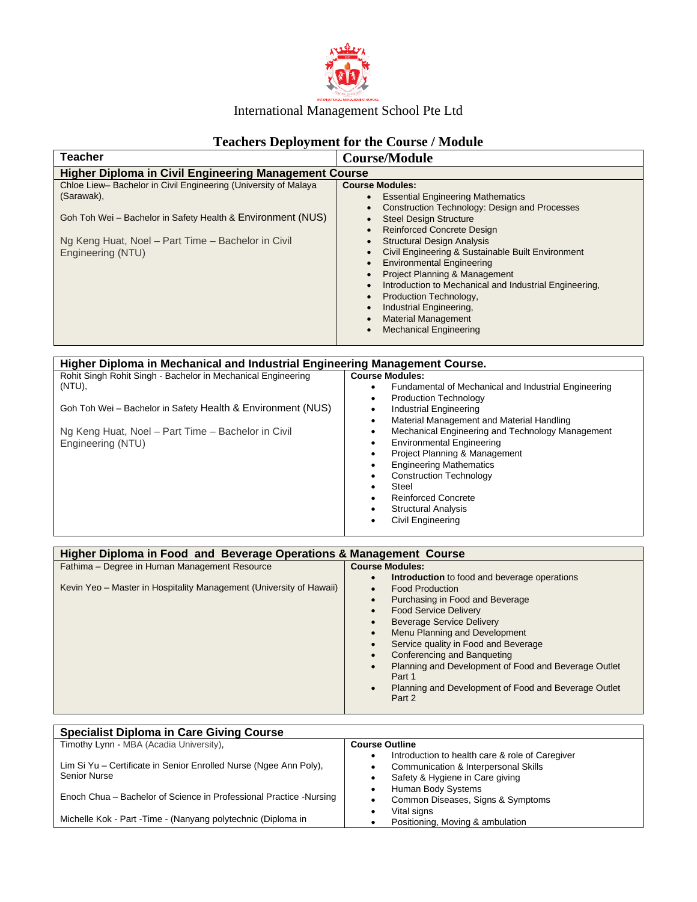International Management School Pte Ltd

## Teachers Deployment for the Course / Module

| Teacher | Course/Module |
|---|---|
| **Higher Diploma in Civil Engineering Management Course** | |
| Chloe Liew– Bachelor in Civil Engineering (University of Malaya (Sarawak),<br><br>Goh Toh Wei – Bachelor in Safety Health & Environment (NUS)<br><br>Ng Keng Huat, Noel – Part Time – Bachelor in Civil Engineering (NTU) | **Course Modules:**<br>• Essential Engineering Mathematics<br>• Construction Technology: Design and Processes<br>• Steel Design Structure<br>• Reinforced Concrete Design<br>• Structural Design Analysis<br>• Civil Engineering & Sustainable Built Environment<br>• Environmental Engineering<br>• Project Planning & Management<br>• Introduction to Mechanical and Industrial Engineering,<br>• Production Technology,<br>• Industrial Engineering,<br>• Material Management<br>• Mechanical Engineering |

| **Higher Diploma in Mechanical and Industrial Engineering Management Course.** | |
|---|---|
| Rohit Singh Rohit Singh - Bachelor in Mechanical Engineering (NTU),<br><br>Goh Toh Wei – Bachelor in Safety Health & Environment (NUS)<br><br>Ng Keng Huat, Noel – Part Time – Bachelor in Civil Engineering (NTU) | **Course Modules:**<br>• Fundamental of Mechanical and Industrial Engineering<br>• Production Technology<br>• Industrial Engineering<br>• Material Management and Material Handling<br>• Mechanical Engineering and Technology Management<br>• Environmental Engineering<br>• Project Planning & Management<br>• Engineering Mathematics<br>• Construction Technology<br>• Steel<br>• Reinforced Concrete<br>• Structural Analysis<br>• Civil Engineering |

| **Higher Diploma in Food and Beverage Operations & Management Course** | |
|---|---|
| Fathima – Degree in Human Management Resource<br><br>Kevin Yeo – Master in Hospitality Management (University of Hawaii) | **Course Modules:**<br>• **Introduction** to food and beverage operations<br>• Food Production<br>• Purchasing in Food and Beverage<br>• Food Service Delivery<br>• Beverage Service Delivery<br>• Menu Planning and Development<br>• Service quality in Food and Beverage<br>• Conferencing and Banqueting<br>• Planning and Development of Food and Beverage Outlet Part 1<br>• Planning and Development of Food and Beverage Outlet Part 2 |

| **Specialist Diploma in Care Giving Course** | |
|---|---|
| Timothy Lynn - MBA (Acadia University),<br><br>Lim Si Yu – Certificate in Senior Enrolled Nurse (Ngee Ann Poly), Senior Nurse<br><br>Enoch Chua – Bachelor of Science in Professional Practice -Nursing<br><br>Michelle Kok - Part -Time - (Nanyang polytechnic (Diploma in | **Course Outline**<br>• Introduction to health care & role of Caregiver<br>• Communication & Interpersonal Skills<br>• Safety & Hygiene in Care giving<br>• Human Body Systems<br>• Common Diseases, Signs & Symptoms<br>• Vital signs<br>• Positioning, Moving & ambulation |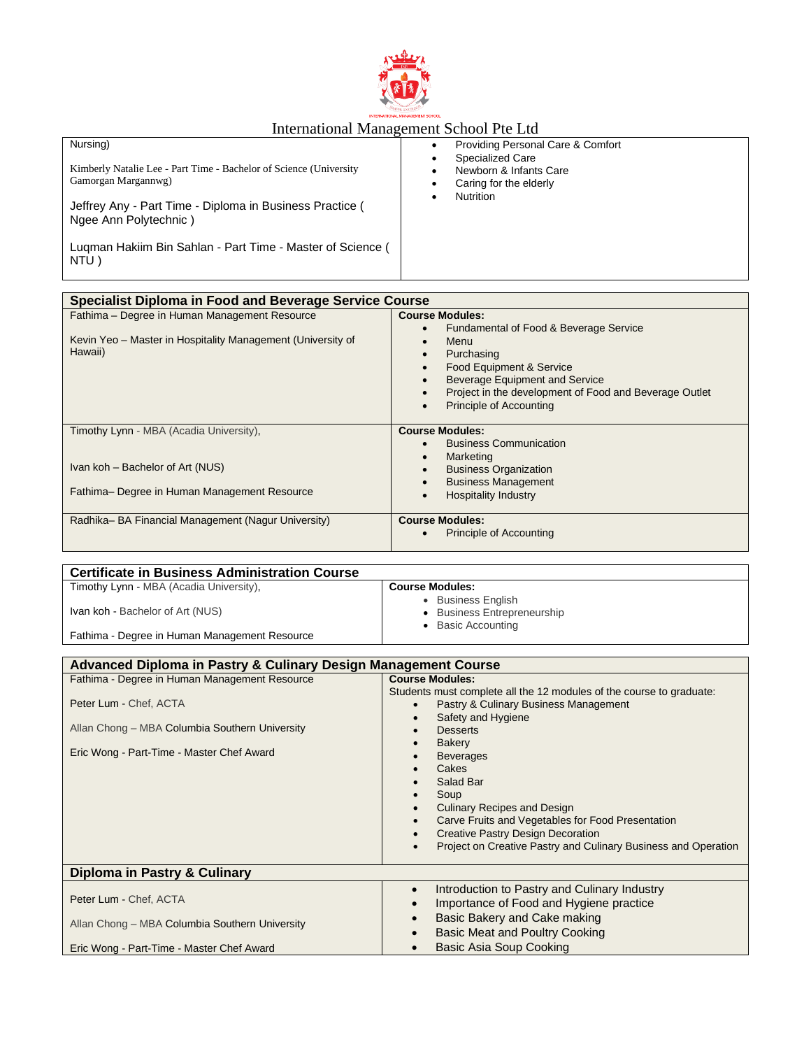| Nursing) Kimberly Natalie Lee - Part Time - Bachelor of Science (University Gamorgan Margannwg) Jeffrey Any - Part Time - Diploma in Business Practice ( Ngee Ann Polytechnic ) Luqman Hakiim Bin Sahlan - Part Time - Master of Science ( NTU ) | • Providing Personal Care & Comfort<br>• Specialized Care<br>• Newborn & Infants Care<br>• Caring for the elderly<br>• Nutrition |
|---|---|

| **Specialist Diploma in Food and Beverage Service Course** | |
|---|---|
| Fathima – Degree in Human Management Resource<br><br>Kevin Yeo – Master in Hospitality Management (University of Hawaii) | **Course Modules:**<br>• Fundamental of Food & Beverage Service<br>• Menu<br>• Purchasing<br>• Food Equipment & Service<br>• Beverage Equipment and Service<br>• Project in the development of Food and Beverage Outlet<br>• Principle of Accounting |
| Timothy Lynn - MBA (Acadia University),<br><br>Ivan koh – Bachelor of Art (NUS)<br><br>Fathima– Degree in Human Management Resource | **Course Modules:**<br>• Business Communication<br>• Marketing<br>• Business Organization<br>• Business Management<br>• Hospitality Industry |
| Radhika– BA Financial Management (Nagur University) | **Course Modules:**<br>• Principle of Accounting |

| **Certificate in Business Administration Course** | |
|---|---|
| Timothy Lynn - MBA (Acadia University),<br><br>Ivan koh - Bachelor of Art (NUS)<br><br>Fathima - Degree in Human Management Resource | **Course Modules:**<br>• Business English<br>• Business Entrepreneurship<br>• Basic Accounting |

| **Advanced Diploma in Pastry & Culinary Design Management Course** | |
|---|---|
| Fathima - Degree in Human Management Resource<br><br>Peter Lum - Chef, ACTA<br><br>Allan Chong – MBA Columbia Southern University<br><br>Eric Wong - Part-Time - Master Chef Award | **Course Modules:**<br>Students must complete all the 12 modules of the course to graduate:<br>• Pastry & Culinary Business Management<br>• Safety and Hygiene<br>• Desserts<br>• Bakery<br>• Beverages<br>• Cakes<br>• Salad Bar<br>• Soup<br>• Culinary Recipes and Design<br>• Carve Fruits and Vegetables for Food Presentation<br>• Creative Pastry Design Decoration<br>• Project on Creative Pastry and Culinary Business and Operation |
| **Diploma in Pastry & Culinary** | |
| Peter Lum - Chef, ACTA<br><br>Allan Chong – MBA Columbia Southern University<br><br>Eric Wong - Part-Time - Master Chef Award | • Introduction to Pastry and Culinary Industry<br>• Importance of Food and Hygiene practice<br>• Basic Bakery and Cake making<br>• Basic Meat and Poultry Cooking<br>• Basic Asia Soup Cooking |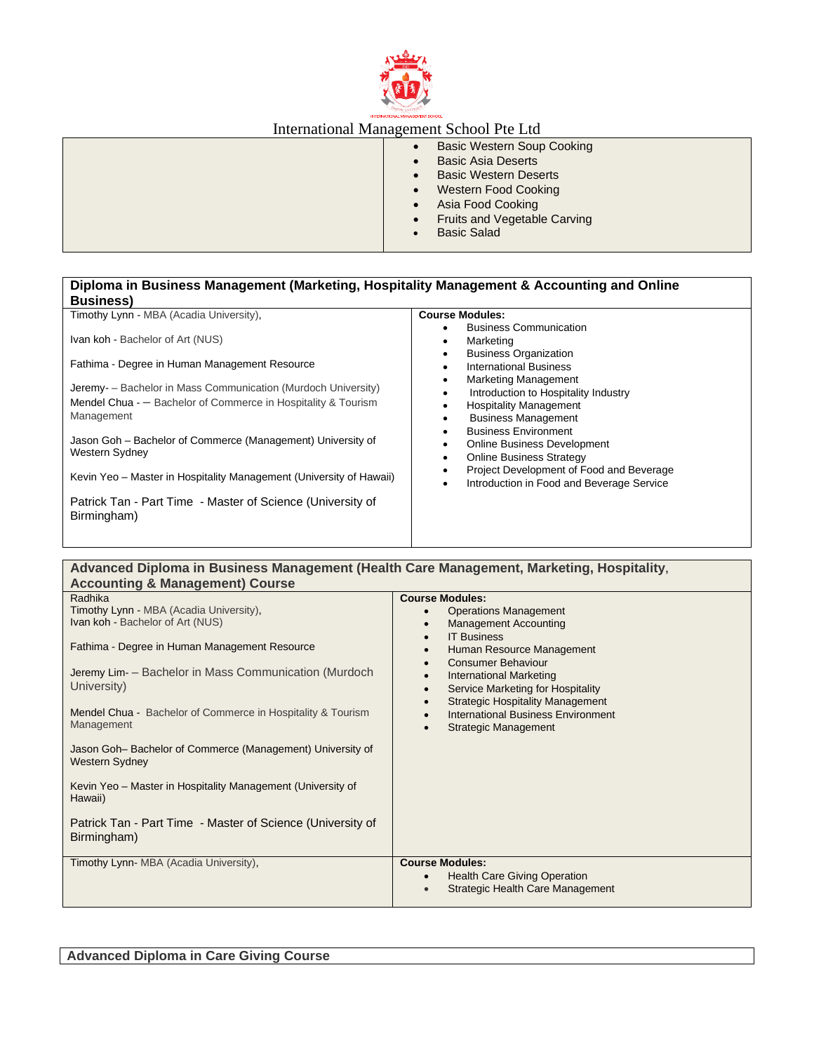| | |
|---|---|
| | • Basic Western Soup Cooking<br>• Basic Asia Deserts<br>• Basic Western Deserts<br>• Western Food Cooking<br>• Asia Food Cooking<br>• Fruits and Vegetable Carving<br>• Basic Salad |

| **Diploma in Business Management (Marketing, Hospitality Management & Accounting and Online Business)** | |
|---|---|
| Timothy Lynn - MBA (Acadia University),<br><br>Ivan koh - Bachelor of Art (NUS)<br><br>Fathima - Degree in Human Management Resource<br><br>Jeremy- – Bachelor in Mass Communication (Murdoch University)<br>Mendel Chua - – Bachelor of Commerce in Hospitality & Tourism Management<br><br>Jason Goh – Bachelor of Commerce (Management) University of Western Sydney<br><br>Kevin Yeo – Master in Hospitality Management (University of Hawaii)<br><br>Patrick Tan - Part Time - Master of Science (University of Birmingham) | **Course Modules:**<br>• Business Communication<br>• Marketing<br>• Business Organization<br>• International Business<br>• Marketing Management<br>• Introduction to Hospitality Industry<br>• Hospitality Management<br>• Business Management<br>• Business Environment<br>• Online Business Development<br>• Online Business Strategy<br>• Project Development of Food and Beverage<br>• Introduction in Food and Beverage Service |

| **Advanced Diploma in Business Management (Health Care Management, Marketing, Hospitality, Accounting & Management) Course** | |
|---|---|
| Radhika<br>Timothy Lynn - MBA (Acadia University),<br>Ivan koh - Bachelor of Art (NUS)<br><br>Fathima - Degree in Human Management Resource<br><br>Jeremy Lim- – Bachelor in Mass Communication (Murdoch University)<br><br>Mendel Chua - Bachelor of Commerce in Hospitality & Tourism Management<br><br>Jason Goh– Bachelor of Commerce (Management) University of Western Sydney<br><br>Kevin Yeo – Master in Hospitality Management (University of Hawaii)<br><br>Patrick Tan - Part Time - Master of Science (University of Birmingham) | **Course Modules:**<br>• Operations Management<br>• Management Accounting<br>• IT Business<br>• Human Resource Management<br>• Consumer Behaviour<br>• International Marketing<br>• Service Marketing for Hospitality<br>• Strategic Hospitality Management<br>• International Business Environment<br>• Strategic Management |
| Timothy Lynn- MBA (Acadia University), | **Course Modules:**<br>• Health Care Giving Operation<br>• Strategic Health Care Management |

**Advanced Diploma in Care Giving Course**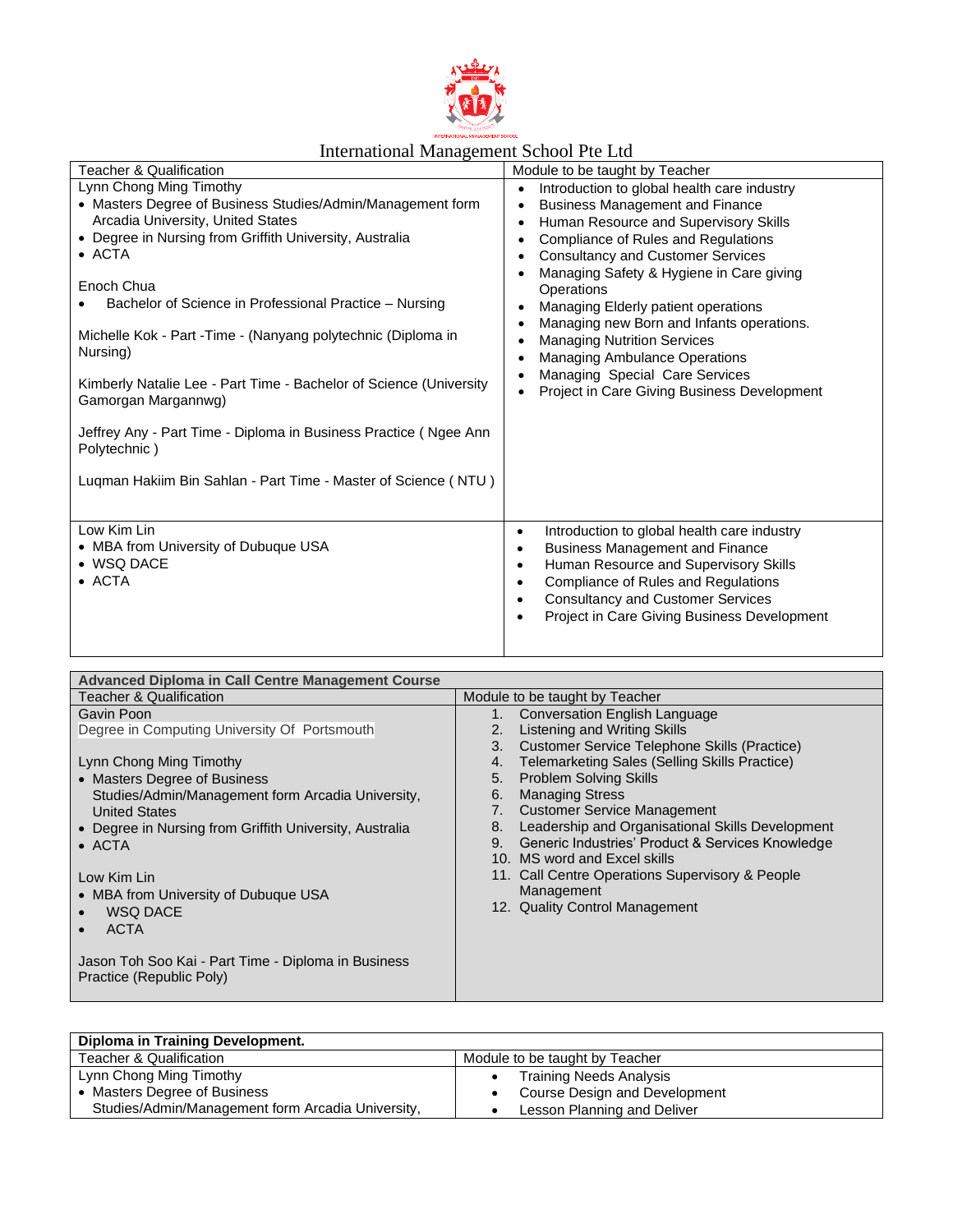International Management School Pte Ltd

| Teacher & Qualification | Module to be taught by Teacher |
| --- | --- |
| Lynn Chong Ming Timothy<br>• Masters Degree of Business Studies/Admin/Management form Arcadia University, United States<br>• Degree in Nursing from Griffith University, Australia<br>• ACTA<br><br>Enoch Chua<br>• Bachelor of Science in Professional Practice – Nursing<br><br>Michelle Kok - Part -Time - (Nanyang polytechnic (Diploma in Nursing)<br><br>Kimberly Natalie Lee - Part Time - Bachelor of Science (University Gamorgan Margannwg)<br><br>Jeffrey Any - Part Time - Diploma in Business Practice ( Ngee Ann Polytechnic )<br><br>Luqman Hakiim Bin Sahlan - Part Time - Master of Science ( NTU ) | • Introduction to global health care industry<br>• Business Management and Finance<br>• Human Resource and Supervisory Skills<br>• Compliance of Rules and Regulations<br>• Consultancy and Customer Services<br>• Managing Safety & Hygiene in Care giving Operations<br>• Managing Elderly patient operations<br>• Managing new Born and Infants operations.<br>• Managing Nutrition Services<br>• Managing Ambulance Operations<br>• Managing Special Care Services<br>• Project in Care Giving Business Development |
| Low Kim Lin<br>• MBA from University of Dubuque USA<br>• WSQ DACE<br>• ACTA | • Introduction to global health care industry<br>• Business Management and Finance<br>• Human Resource and Supervisory Skills<br>• Compliance of Rules and Regulations<br>• Consultancy and Customer Services<br>• Project in Care Giving Business Development |

| **Advanced Diploma in Call Centre Management Course** | |
| --- | --- |
| Teacher & Qualification | Module to be taught by Teacher |
| Gavin Poon<br>Degree in Computing University Of Portsmouth<br><br>Lynn Chong Ming Timothy<br>• Masters Degree of Business Studies/Admin/Management form Arcadia University, United States<br>• Degree in Nursing from Griffith University, Australia<br>• ACTA<br><br>Low Kim Lin<br>• MBA from University of Dubuque USA<br>• WSQ DACE<br>• ACTA<br><br>Jason Toh Soo Kai - Part Time - Diploma in Business Practice (Republic Poly) | 1. Conversation English Language<br>2. Listening and Writing Skills<br>3. Customer Service Telephone Skills (Practice)<br>4. Telemarketing Sales (Selling Skills Practice)<br>5. Problem Solving Skills<br>6. Managing Stress<br>7. Customer Service Management<br>8. Leadership and Organisational Skills Development<br>9. Generic Industries' Product & Services Knowledge<br>10. MS word and Excel skills<br>11. Call Centre Operations Supervisory & People Management<br>12. Quality Control Management |

| **Diploma in Training Development.** | |
| --- | --- |
| Teacher & Qualification | Module to be taught by Teacher |
| Lynn Chong Ming Timothy<br>• Masters Degree of Business Studies/Admin/Management form Arcadia University, | • Training Needs Analysis<br>• Course Design and Development<br>• Lesson Planning and Deliver |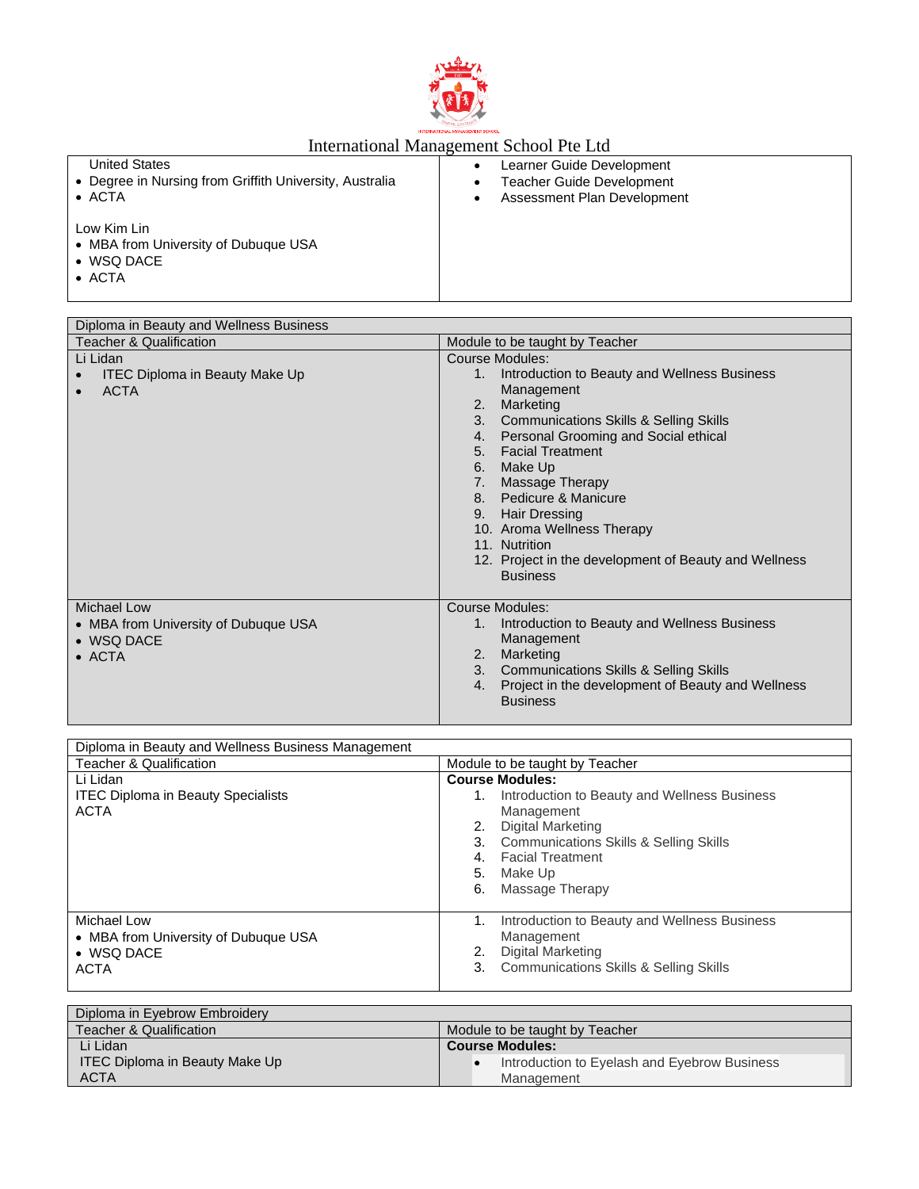International Management School Pte Ltd

| | |
|---|---|
| United States<br>• Degree in Nursing from Griffith University, Australia<br>• ACTA<br><br>Low Kim Lin<br>• MBA from University of Dubuque USA<br>• WSQ DACE<br>• ACTA | • Learner Guide Development<br>• Teacher Guide Development<br>• Assessment Plan Development |

| Diploma in Beauty and Wellness Business | |
|---|---|
| Teacher & Qualification | Module to be taught by Teacher |
| Li Lidan<br>• ITEC Diploma in Beauty Make Up<br>• ACTA | Course Modules:<br>1. Introduction to Beauty and Wellness Business Management<br>2. Marketing<br>3. Communications Skills & Selling Skills<br>4. Personal Grooming and Social ethical<br>5. Facial Treatment<br>6. Make Up<br>7. Massage Therapy<br>8. Pedicure & Manicure<br>9. Hair Dressing<br>10. Aroma Wellness Therapy<br>11. Nutrition<br>12. Project in the development of Beauty and Wellness Business |
| Michael Low<br>• MBA from University of Dubuque USA<br>• WSQ DACE<br>• ACTA | Course Modules:<br>1. Introduction to Beauty and Wellness Business Management<br>2. Marketing<br>3. Communications Skills & Selling Skills<br>4. Project in the development of Beauty and Wellness Business |

| Diploma in Beauty and Wellness Business Management | |
|---|---|
| Teacher & Qualification | Module to be taught by Teacher |
| Li Lidan<br>ITEC Diploma in Beauty Specialists<br>ACTA | **Course Modules:**<br>1. Introduction to Beauty and Wellness Business Management<br>2. Digital Marketing<br>3. Communications Skills & Selling Skills<br>4. Facial Treatment<br>5. Make Up<br>6. Massage Therapy |
| Michael Low<br>• MBA from University of Dubuque USA<br>• WSQ DACE<br>ACTA | 1. Introduction to Beauty and Wellness Business Management<br>2. Digital Marketing<br>3. Communications Skills & Selling Skills |

| Diploma in Eyebrow Embroidery | |
|---|---|
| Teacher & Qualification | Module to be taught by Teacher |
| Li Lidan<br>ITEC Diploma in Beauty Make Up<br>ACTA | **Course Modules:**<br>• Introduction to Eyelash and Eyebrow Business Management |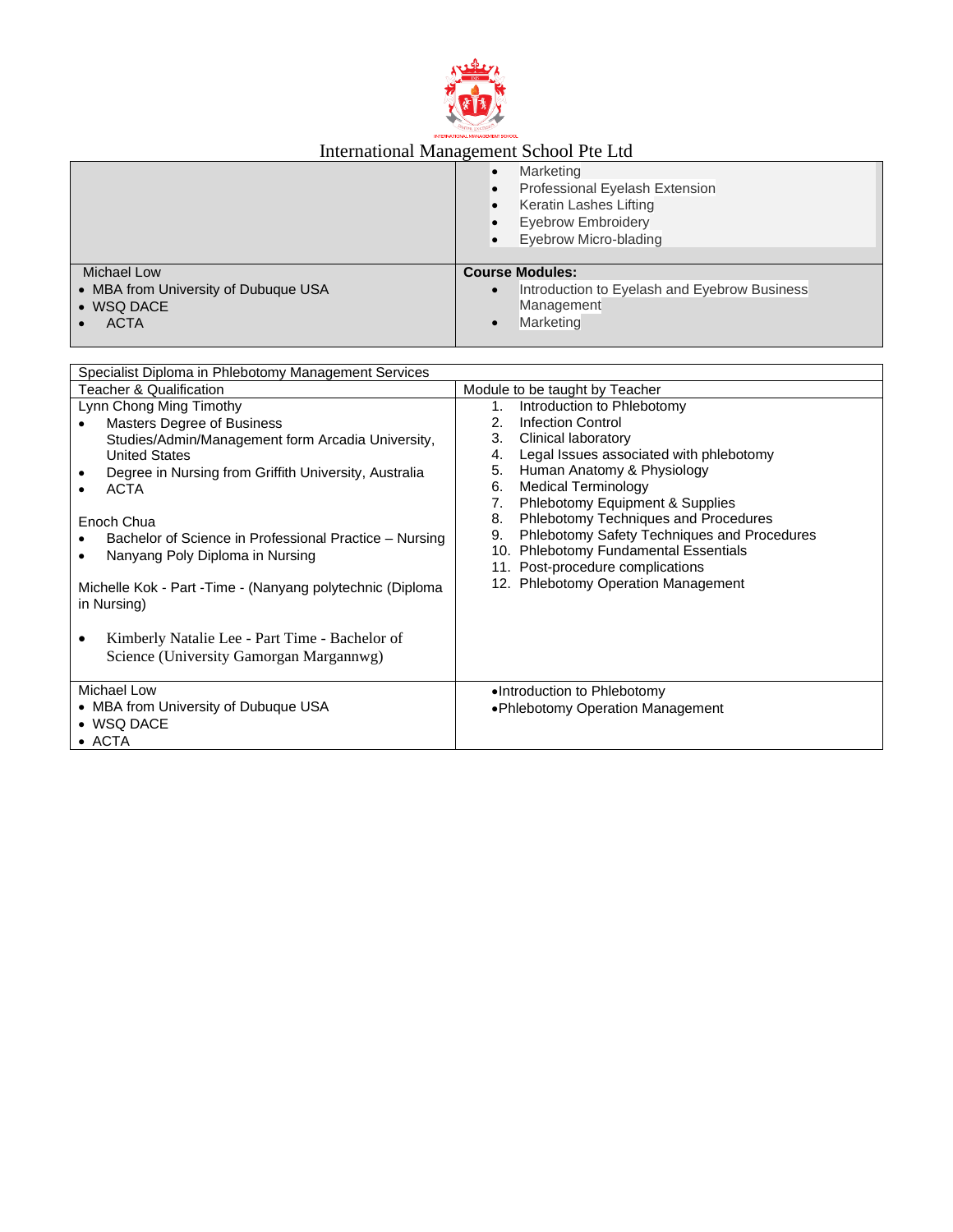International Management School Pte Ltd

| | |
|---|---|
| | • Marketing<br>• Professional Eyelash Extension<br>• Keratin Lashes Lifting<br>• Eyebrow Embroidery<br>• Eyebrow Micro-blading |
| Michael Low<br>• MBA from University of Dubuque USA<br>• WSQ DACE<br>• ACTA | **Course Modules:**<br>• Introduction to Eyelash and Eyebrow Business Management<br>• Marketing |

| Specialist Diploma in Phlebotomy Management Services | |
|---|---|
| Teacher & Qualification | Module to be taught by Teacher |
| Lynn Chong Ming Timothy<br>• Masters Degree of Business Studies/Admin/Management form Arcadia University, United States<br>• Degree in Nursing from Griffith University, Australia<br>• ACTA<br><br>Enoch Chua<br>• Bachelor of Science in Professional Practice – Nursing<br>• Nanyang Poly Diploma in Nursing<br><br>Michelle Kok - Part -Time - (Nanyang polytechnic (Diploma in Nursing)<br><br>• Kimberly Natalie Lee - Part Time - Bachelor of Science (University Gamorgan Margannwg) | 1. Introduction to Phlebotomy<br>2. Infection Control<br>3. Clinical laboratory<br>4. Legal Issues associated with phlebotomy<br>5. Human Anatomy & Physiology<br>6. Medical Terminology<br>7. Phlebotomy Equipment & Supplies<br>8. Phlebotomy Techniques and Procedures<br>9. Phlebotomy Safety Techniques and Procedures<br>10. Phlebotomy Fundamental Essentials<br>11. Post-procedure complications<br>12. Phlebotomy Operation Management |
| Michael Low<br>• MBA from University of Dubuque USA<br>• WSQ DACE<br>• ACTA | • Introduction to Phlebotomy<br>• Phlebotomy Operation Management |